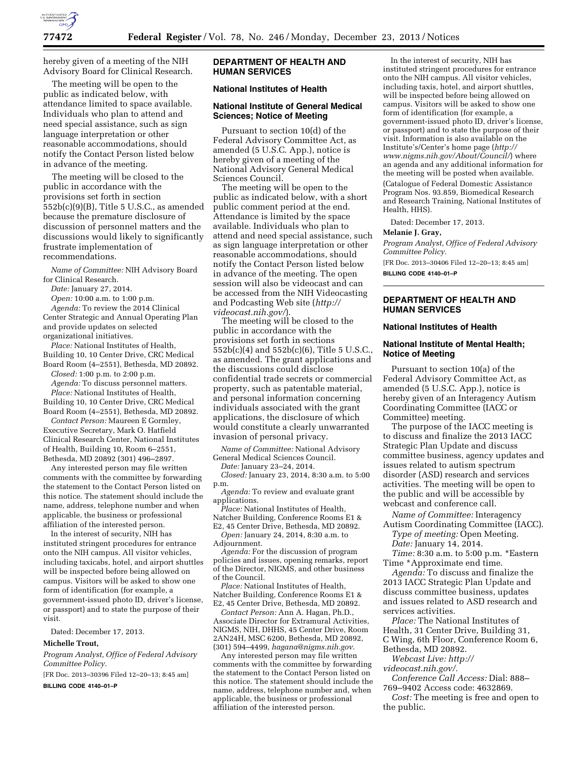hereby given of a meeting of the NIH Advisory Board for Clinical Research.

The meeting will be open to the public as indicated below, with attendance limited to space available. Individuals who plan to attend and need special assistance, such as sign language interpretation or other reasonable accommodations, should notify the Contact Person listed below in advance of the meeting.

The meeting will be closed to the public in accordance with the provisions set forth in section 552b(c)(9)(B), Title 5 U.S.C., as amended because the premature disclosure of discussion of personnel matters and the discussions would likely to significantly frustrate implementation of recommendations.

*Name of Committee:* NIH Advisory Board for Clinical Research.

*Date:* January 27, 2014.

*Open:* 10:00 a.m. to 1:00 p.m.

*Agenda:* To review the 2014 Clinical Center Strategic and Annual Operating Plan and provide updates on selected organizational initiatives.

*Place:* National Institutes of Health, Building 10, 10 Center Drive, CRC Medical Board Room (4–2551), Bethesda, MD 20892.

*Closed:* 1:00 p.m. to 2:00 p.m.

*Agenda:* To discuss personnel matters.

*Place:* National Institutes of Health, Building 10, 10 Center Drive, CRC Medical Board Room (4–2551), Bethesda, MD 20892.

*Contact Person:* Maureen E Gormley, Executive Secretary, Mark O. Hatfield Clinical Research Center, National Institutes of Health, Building 10, Room 6–2551, Bethesda, MD 20892 (301) 496–2897.

Any interested person may file written comments with the committee by forwarding the statement to the Contact Person listed on this notice. The statement should include the name, address, telephone number and when applicable, the business or professional affiliation of the interested person.

In the interest of security, NIH has instituted stringent procedures for entrance onto the NIH campus. All visitor vehicles, including taxicabs, hotel, and airport shuttles will be inspected before being allowed on campus. Visitors will be asked to show one form of identification (for example, a government-issued photo ID, driver's license, or passport) and to state the purpose of their visit.

Dated: December 17, 2013.

**Michelle Trout,**

*Program Analyst, Office of Federal Advisory Committee Policy.*

[FR Doc. 2013–30396 Filed 12–20–13; 8:45 am]

**BILLING CODE 4140–01–P**

---

## DEPARTMENT OF HEALTH AND HUMAN SERVICES

### National Institutes of Health

### National Institute of General Medical Sciences; Notice of Meeting

Pursuant to section 10(d) of the Federal Advisory Committee Act, as amended (5 U.S.C. App.), notice is hereby given of a meeting of the National Advisory General Medical Sciences Council.

The meeting will be open to the public as indicated below, with a short public comment period at the end. Attendance is limited by the space available. Individuals who plan to attend and need special assistance, such as sign language interpretation or other reasonable accommodations, should notify the Contact Person listed below in advance of the meeting. The open session will also be videocast and can be accessed from the NIH Videocasting and Podcasting Web site (*http://videocast.nih.gov/*).

The meeting will be closed to the public in accordance with the provisions set forth in sections 552b(c)(4) and 552b(c)(6), Title 5 U.S.C., as amended. The grant applications and the discussions could disclose confidential trade secrets or commercial property, such as patentable material, and personal information concerning individuals associated with the grant applications, the disclosure of which would constitute a clearly unwarranted invasion of personal privacy.

*Name of Committee:* National Advisory General Medical Sciences Council.

*Date:* January 23–24, 2014.

*Closed:* January 23, 2014, 8:30 a.m. to 5:00 p.m.

*Agenda:* To review and evaluate grant applications.

*Place:* National Institutes of Health, Natcher Building, Conference Rooms E1 & E2, 45 Center Drive, Bethesda, MD 20892.

*Open:* January 24, 2014, 8:30 a.m. to Adjournment.

*Agenda:* For the discussion of program policies and issues, opening remarks, report of the Director, NIGMS, and other business of the Council.

*Place:* National Institutes of Health, Natcher Building, Conference Rooms E1 & E2, 45 Center Drive, Bethesda, MD 20892.

*Contact Person:* Ann A. Hagan, Ph.D., Associate Director for Extramural Activities, NIGMS, NIH, DHHS, 45 Center Drive, Room 2AN24H, MSC 6200, Bethesda, MD 20892, (301) 594–4499, *hagana@nigms.nih.gov.*

Any interested person may file written comments with the committee by forwarding the statement to the Contact Person listed on this notice. The statement should include the name, address, telephone number and, when applicable, the business or professional affiliation of the interested person.

In the interest of security, NIH has instituted stringent procedures for entrance onto the NIH campus. All visitor vehicles, including taxis, hotel, and airport shuttles, will be inspected before being allowed on campus. Visitors will be asked to show one form of identification (for example, a government-issued photo ID, driver's license, or passport) and to state the purpose of their visit. Information is also available on the Institute's/Center's home page (*http://www.nigms.nih.gov/About/Council/*) where an agenda and any additional information for the meeting will be posted when available.

(Catalogue of Federal Domestic Assistance Program Nos. 93.859, Biomedical Research and Research Training, National Institutes of Health, HHS).

Dated: December 17, 2013.

**Melanie J. Gray,**

*Program Analyst, Office of Federal Advisory Committee Policy.*

[FR Doc. 2013–30406 Filed 12–20–13; 8:45 am]

**BILLING CODE 4140–01–P**

---

## DEPARTMENT OF HEALTH AND HUMAN SERVICES

### National Institutes of Health

### National Institute of Mental Health; Notice of Meeting

Pursuant to section 10(a) of the Federal Advisory Committee Act, as amended (5 U.S.C. App.), notice is hereby given of an Interagency Autism Coordinating Committee (IACC or Committee) meeting.

The purpose of the IACC meeting is to discuss and finalize the 2013 IACC Strategic Plan Update and discuss committee business, agency updates and issues related to autism spectrum disorder (ASD) research and services activities. The meeting will be open to the public and will be accessible by webcast and conference call.

*Name of Committee:* Interagency Autism Coordinating Committee (IACC).

*Type of meeting:* Open Meeting.

*Date:* January 14, 2014.

*Time:* 8:30 a.m. to 5:00 p.m. *Eastern Time *Approximate end time.

*Agenda:* To discuss and finalize the 2013 IACC Strategic Plan Update and discuss committee business, updates and issues related to ASD research and services activities.

*Place:* The National Institutes of Health, 31 Center Drive, Building 31, C Wing, 6th Floor, Conference Room 6, Bethesda, MD 20892.

*Webcast Live: http://videocast.nih.gov/.*

*Conference Call Access:* Dial: 888–769–9402 Access code: 4632869.

*Cost:* The meeting is free and open to the public.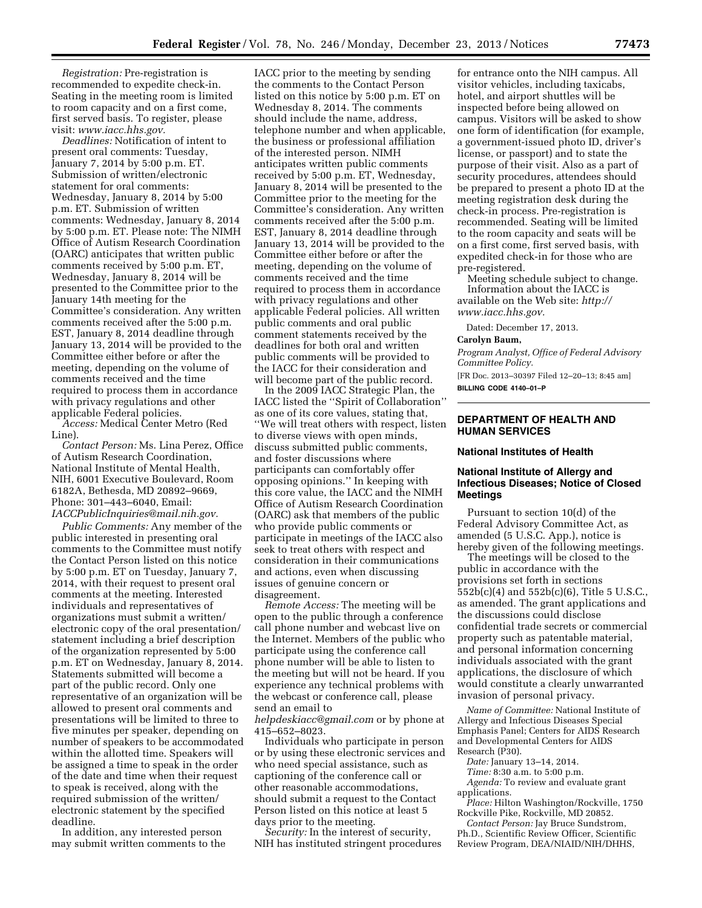*Registration:* Pre-registration is recommended to expedite check-in. Seating in the meeting room is limited to room capacity and on a first come, first served basis. To register, please visit: *www.iacc.hhs.gov.*

*Deadlines:* Notification of intent to present oral comments: Tuesday, January 7, 2014 by 5:00 p.m. ET. Submission of written/electronic statement for oral comments: Wednesday, January 8, 2014 by 5:00 p.m. ET. Submission of written comments: Wednesday, January 8, 2014 by 5:00 p.m. ET. Please note: The NIMH Office of Autism Research Coordination (OARC) anticipates that written public comments received by 5:00 p.m. ET, Wednesday, January 8, 2014 will be presented to the Committee prior to the January 14th meeting for the Committee's consideration. Any written comments received after the 5:00 p.m. EST, January 8, 2014 deadline through January 13, 2014 will be provided to the Committee either before or after the meeting, depending on the volume of comments received and the time required to process them in accordance with privacy regulations and other applicable Federal policies.

*Access:* Medical Center Metro (Red Line).

*Contact Person:* Ms. Lina Perez, Office of Autism Research Coordination, National Institute of Mental Health, NIH, 6001 Executive Boulevard, Room 6182A, Bethesda, MD 20892–9669, Phone: 301–443–6040, Email: *IACCPublicInquiries@mail.nih.gov.*

*Public Comments:* Any member of the public interested in presenting oral comments to the Committee must notify the Contact Person listed on this notice by 5:00 p.m. ET on Tuesday, January 7, 2014, with their request to present oral comments at the meeting. Interested individuals and representatives of organizations must submit a written/electronic copy of the oral presentation/statement including a brief description of the organization represented by 5:00 p.m. ET on Wednesday, January 8, 2014. Statements submitted will become a part of the public record. Only one representative of an organization will be allowed to present oral comments and presentations will be limited to three to five minutes per speaker, depending on number of speakers to be accommodated within the allotted time. Speakers will be assigned a time to speak in the order of the date and time when their request to speak is received, along with the required submission of the written/electronic statement by the specified deadline.

In addition, any interested person may submit written comments to the IACC prior to the meeting by sending the comments to the Contact Person listed on this notice by 5:00 p.m. ET on Wednesday 8, 2014. The comments should include the name, address, telephone number and when applicable, the business or professional affiliation of the interested person. NIMH anticipates written public comments received by 5:00 p.m. ET, Wednesday, January 8, 2014 will be presented to the Committee prior to the meeting for the Committee's consideration. Any written comments received after the 5:00 p.m. EST, January 8, 2014 deadline through January 13, 2014 will be provided to the Committee either before or after the meeting, depending on the volume of comments received and the time required to process them in accordance with privacy regulations and other applicable Federal policies. All written public comments and oral public comment statements received by the deadlines for both oral and written public comments will be provided to the IACC for their consideration and will become part of the public record.

In the 2009 IACC Strategic Plan, the IACC listed the ''Spirit of Collaboration'' as one of its core values, stating that, ''We will treat others with respect, listen to diverse views with open minds, discuss submitted public comments, and foster discussions where participants can comfortably offer opposing opinions.'' In keeping with this core value, the IACC and the NIMH Office of Autism Research Coordination (OARC) ask that members of the public who provide public comments or participate in meetings of the IACC also seek to treat others with respect and consideration in their communications and actions, even when discussing issues of genuine concern or disagreement.

*Remote Access:* The meeting will be open to the public through a conference call phone number and webcast live on the Internet. Members of the public who participate using the conference call phone number will be able to listen to the meeting but will not be heard. If you experience any technical problems with the webcast or conference call, please send an email to *helpdeskiacc@gmail.com* or by phone at 415–652–8023.

Individuals who participate in person or by using these electronic services and who need special assistance, such as captioning of the conference call or other reasonable accommodations, should submit a request to the Contact Person listed on this notice at least 5 days prior to the meeting.

*Security:* In the interest of security, NIH has instituted stringent procedures for entrance onto the NIH campus. All visitor vehicles, including taxicabs, hotel, and airport shuttles will be inspected before being allowed on campus. Visitors will be asked to show one form of identification (for example, a government-issued photo ID, driver's license, or passport) and to state the purpose of their visit. Also as a part of security procedures, attendees should be prepared to present a photo ID at the meeting registration desk during the check-in process. Pre-registration is recommended. Seating will be limited to the room capacity and seats will be on a first come, first served basis, with expedited check-in for those who are pre-registered.

Meeting schedule subject to change.

Information about the IACC is available on the Web site: *http://www.iacc.hhs.gov.*

Dated: December 17, 2013.

**Carolyn Baum,**

*Program Analyst, Office of Federal Advisory Committee Policy.*

[FR Doc. 2013–30397 Filed 12–20–13; 8:45 am]

**BILLING CODE 4140–01–P**

---

## DEPARTMENT OF HEALTH AND HUMAN SERVICES

### National Institutes of Health

### National Institute of Allergy and Infectious Diseases; Notice of Closed Meetings

Pursuant to section 10(d) of the Federal Advisory Committee Act, as amended (5 U.S.C. App.), notice is hereby given of the following meetings.

The meetings will be closed to the public in accordance with the provisions set forth in sections 552b(c)(4) and 552b(c)(6), Title 5 U.S.C., as amended. The grant applications and the discussions could disclose confidential trade secrets or commercial property such as patentable material, and personal information concerning individuals associated with the grant applications, the disclosure of which would constitute a clearly unwarranted invasion of personal privacy.

*Name of Committee:* National Institute of Allergy and Infectious Diseases Special Emphasis Panel; Centers for AIDS Research and Developmental Centers for AIDS Research (P30).

*Date:* January 13–14, 2014.

*Time:* 8:30 a.m. to 5:00 p.m.

*Agenda:* To review and evaluate grant applications.

*Place:* Hilton Washington/Rockville, 1750 Rockville Pike, Rockville, MD 20852.

*Contact Person:* Jay Bruce Sundstrom, Ph.D., Scientific Review Officer, Scientific Review Program, DEA/NIAID/NIH/DHHS,